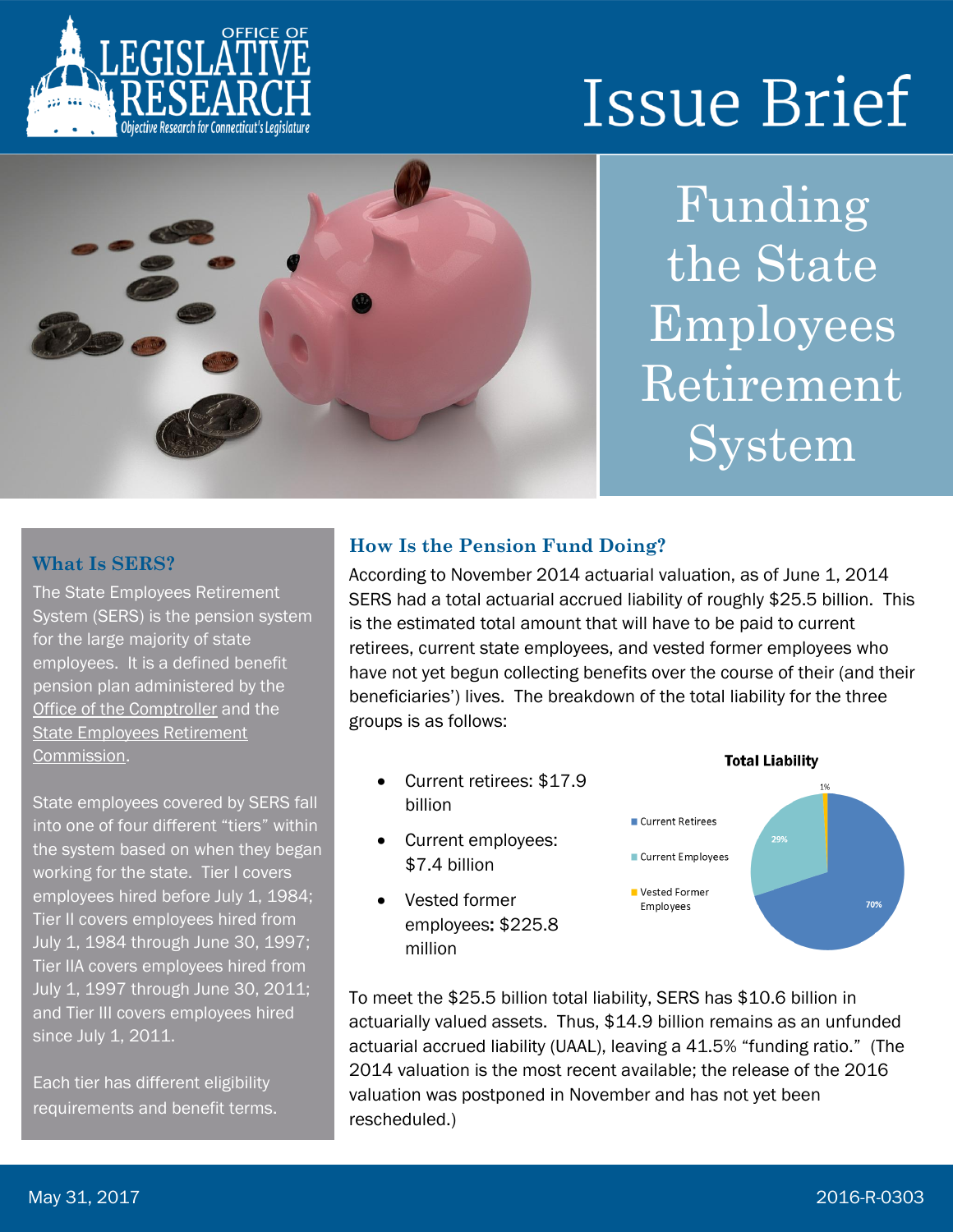# Issue Brief

# Funding the State Employees Retirement System

## What Is SERS?

The State Employees Retirement System (SERS) is the pension system for the large majority of state employees. It is a defined benefit pension plan administered by the Office of the Comptroller and the State Employees Retirement Commission.

State employees covered by SERS fall into one of four different "tiers" within the system based on when they began working for the state. Tier I covers employees hired before July 1, 1984; Tier II covers employees hired from July 1, 1984 through June 30, 1997; Tier IIA covers employees hired from July 1, 1997 through June 30, 2011; and Tier III covers employees hired since July 1, 2011.

Each tier has different eligibility requirements and benefit terms.

## How Is the Pension Fund Doing?

According to November 2014 actuarial valuation, as of June 1, 2014 SERS had a total actuarial accrued liability of roughly $25.5 billion. This is the estimated total amount that will have to be paid to current retirees, current state employees, and vested former employees who have not yet begun collecting benefits over the course of their (and their beneficiaries') lives. The breakdown of the total liability for the three groups is as follows:

- Current retirees: $17.9 billion
- Current employees: $7.4 billion
- Vested former employees: $225.8 million

**Total Liability**

| Group | Share |
|---|---|
| Current Retirees | 70% |
| Current Employees | 29% |
| Vested Former Employees | 1% |

To meet the $25.5 billion total liability, SERS has $10.6 billion in actuarially valued assets. Thus, $14.9 billion remains as an unfunded actuarial accrued liability (UAAL), leaving a 41.5% "funding ratio." (The 2014 valuation is the most recent available; the release of the 2016 valuation was postponed in November and has not yet been rescheduled.)

May 31, 2017 2016-R-0303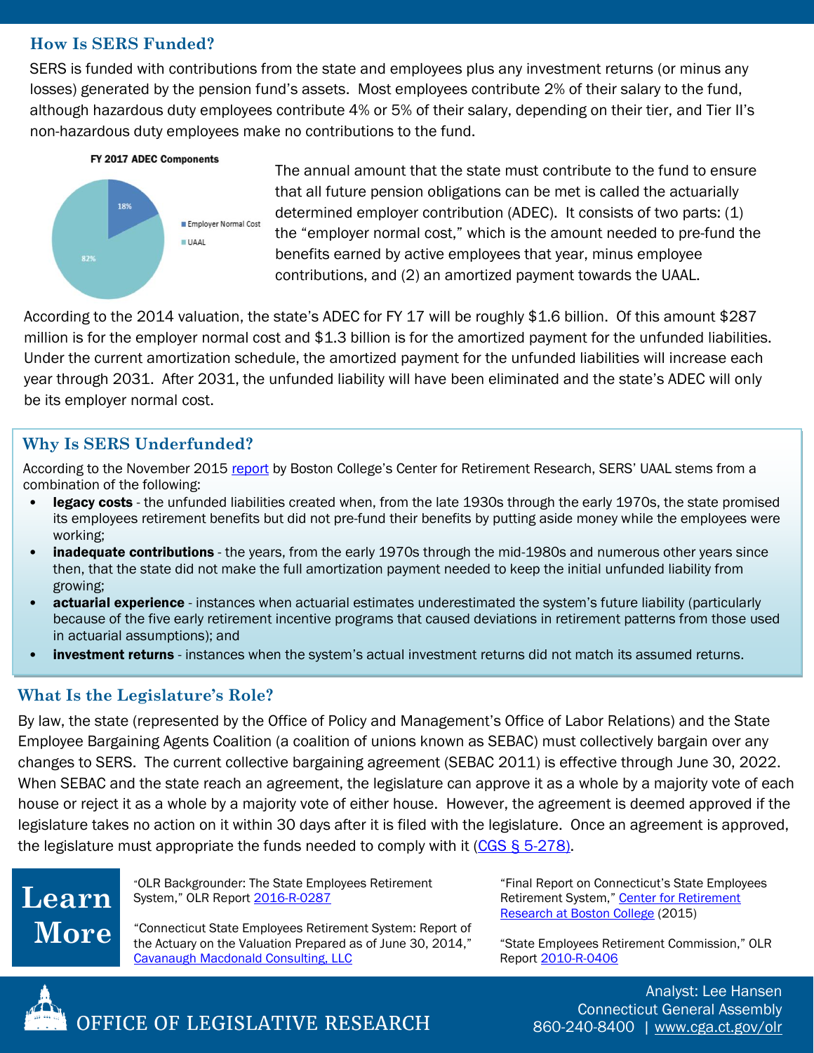## How Is SERS Funded?

SERS is funded with contributions from the state and employees plus any investment returns (or minus any losses) generated by the pension fund's assets. Most employees contribute 2% of their salary to the fund, although hazardous duty employees contribute 4% or 5% of their salary, depending on their tier, and Tier II's non-hazardous duty employees make no contributions to the fund.

FY 2017 ADEC Components

18%

82%

Employer Normal Cost

UAAL

The annual amount that the state must contribute to the fund to ensure that all future pension obligations can be met is called the actuarially determined employer contribution (ADEC). It consists of two parts: (1) the "employer normal cost," which is the amount needed to pre-fund the benefits earned by active employees that year, minus employee contributions, and (2) an amortized payment towards the UAAL.

According to the 2014 valuation, the state's ADEC for FY 17 will be roughly $1.6 billion. Of this amount $287 million is for the employer normal cost and $1.3 billion is for the amortized payment for the unfunded liabilities. Under the current amortization schedule, the amortized payment for the unfunded liabilities will increase each year through 2031. After 2031, the unfunded liability will have been eliminated and the state's ADEC will only be its employer normal cost.

## Why Is SERS Underfunded?

According to the November 2015 report by Boston College's Center for Retirement Research, SERS' UAAL stems from a combination of the following:

- **legacy costs** - the unfunded liabilities created when, from the late 1930s through the early 1970s, the state promised its employees retirement benefits but did not pre-fund their benefits by putting aside money while the employees were working;
- **inadequate contributions** - the years, from the early 1970s through the mid-1980s and numerous other years since then, that the state did not make the full amortization payment needed to keep the initial unfunded liability from growing;
- **actuarial experience** - instances when actuarial estimates underestimated the system's future liability (particularly because of the five early retirement incentive programs that caused deviations in retirement patterns from those used in actuarial assumptions); and
- **investment returns** - instances when the system's actual investment returns did not match its assumed returns.

## What Is the Legislature's Role?

By law, the state (represented by the Office of Policy and Management's Office of Labor Relations) and the State Employee Bargaining Agents Coalition (a coalition of unions known as SEBAC) must collectively bargain over any changes to SERS. The current collective bargaining agreement (SEBAC 2011) is effective through June 30, 2022. When SEBAC and the state reach an agreement, the legislature can approve it as a whole by a majority vote of each house or reject it as a whole by a majority vote of either house. However, the agreement is deemed approved if the legislature takes no action on it within 30 days after it is filed with the legislature. Once an agreement is approved, the legislature must appropriate the funds needed to comply with it (CGS § 5-278).

## Learn More

"OLR Backgrounder: The State Employees Retirement System," OLR Report 2016-R-0287

"Connecticut State Employees Retirement System: Report of the Actuary on the Valuation Prepared as of June 30, 2014," Cavanaugh Macdonald Consulting, LLC

"Final Report on Connecticut's State Employees Retirement System," Center for Retirement Research at Boston College (2015)

"State Employees Retirement Commission," OLR Report 2010-R-0406

OFFICE OF LEGISLATIVE RESEARCH

Analyst: Lee Hansen
Connecticut General Assembly
860-240-8400 | www.cga.ct.gov/olr